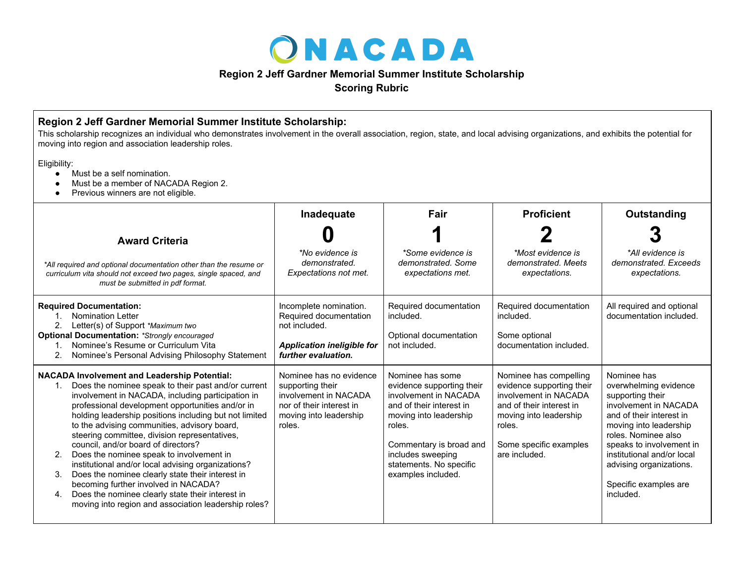# NACADA

## Region 2 Jeff Gardner Memorial Summer Institute Scholarship
## Scoring Rubric

**Region 2 Jeff Gardner Memorial Summer Institute Scholarship:**
This scholarship recognizes an individual who demonstrates involvement in the overall association, region, state, and local advising organizations, and exhibits the potential for moving into region and association leadership roles.

Eligibility:

- Must be a self nomination.
- Must be a member of NACADA Region 2.
- Previous winners are not eligible.

| **Award Criteria**<br><br>*\*All required and optional documentation other than the resume or curriculum vita should not exceed two pages, single spaced, and must be submitted in pdf format.* | **Inadequate**<br>**0**<br>*\*No evidence is demonstrated. Expectations not met.* | **Fair**<br>**1**<br>*\*Some evidence is demonstrated. Some expectations met.* | **Proficient**<br>**2**<br>*\*Most evidence is demonstrated. Meets expectations.* | **Outstanding**<br>**3**<br>*\*All evidence is demonstrated. Exceeds expectations.* |
|---|---|---|---|---|
| **Required Documentation:**<br>1. Nomination Letter<br>2. Letter(s) of Support *\*Maximum two*<br>**Optional Documentation:** *\*Strongly encouraged*<br>1. Nominee's Resume or Curriculum Vita<br>2. Nominee's Personal Advising Philosophy Statement | Incomplete nomination. Required documentation not included.<br><br>***Application ineligible for further evaluation.*** | Required documentation included.<br><br>Optional documentation not included. | Required documentation included.<br><br>Some optional documentation included. | All required and optional documentation included. |
| **NACADA Involvement and Leadership Potential:**<br>1. Does the nominee speak to their past and/or current involvement in NACADA, including participation in professional development opportunities and/or in holding leadership positions including but not limited to the advising communities, advisory board, steering committee, division representatives, council, and/or board of directors?<br>2. Does the nominee speak to involvement in institutional and/or local advising organizations?<br>3. Does the nominee clearly state their interest in becoming further involved in NACADA?<br>4. Does the nominee clearly state their interest in moving into region and association leadership roles? | Nominee has no evidence supporting their involvement in NACADA nor of their interest in moving into leadership roles. | Nominee has some evidence supporting their involvement in NACADA and of their interest in moving into leadership roles.<br><br>Commentary is broad and includes sweeping statements. No specific examples included. | Nominee has compelling evidence supporting their involvement in NACADA and of their interest in moving into leadership roles.<br><br>Some specific examples are included. | Nominee has overwhelming evidence supporting their involvement in NACADA and of their interest in moving into leadership roles. Nominee also speaks to involvement in institutional and/or local advising organizations.<br><br>Specific examples are included. |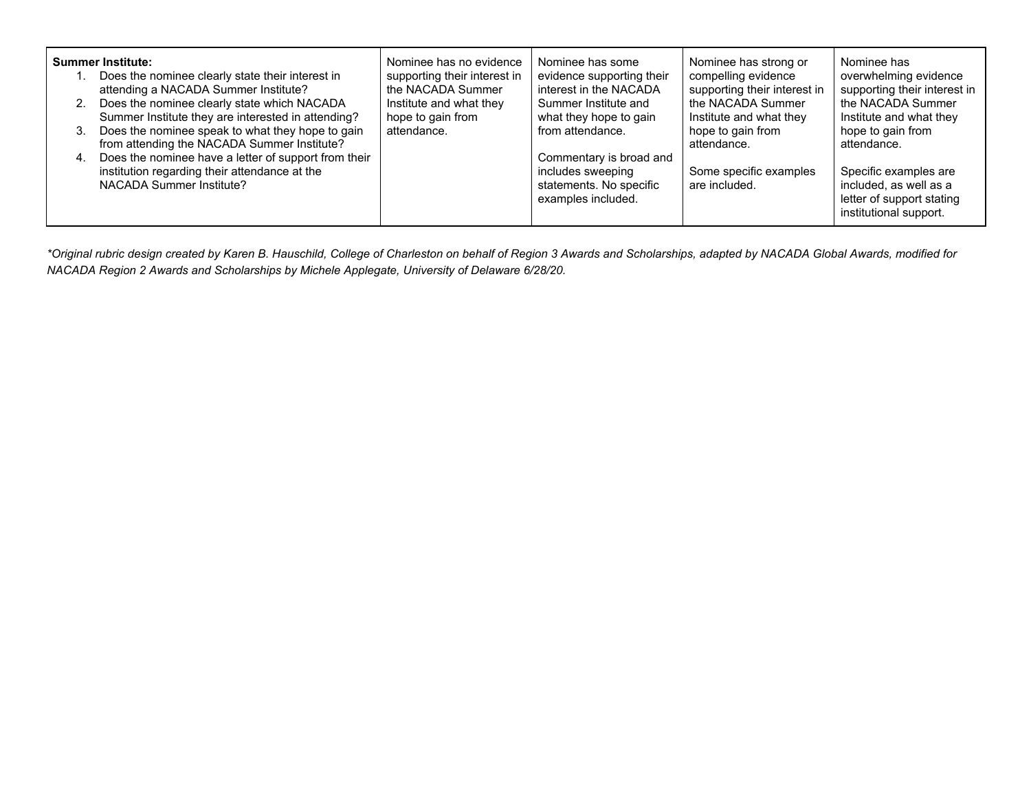| | | | | |
|---|---|---|---|---|
| **Summer Institute:**<br>1. Does the nominee clearly state their interest in attending a NACADA Summer Institute?<br>2. Does the nominee clearly state which NACADA Summer Institute they are interested in attending?<br>3. Does the nominee speak to what they hope to gain from attending the NACADA Summer Institute?<br>4. Does the nominee have a letter of support from their institution regarding their attendance at the NACADA Summer Institute? | Nominee has no evidence supporting their interest in the NACADA Summer Institute and what they hope to gain from attendance. | Nominee has some evidence supporting their interest in the NACADA Summer Institute and what they hope to gain from attendance.<br><br>Commentary is broad and includes sweeping statements. No specific examples included. | Nominee has strong or compelling evidence supporting their interest in the NACADA Summer Institute and what they hope to gain from attendance.<br><br>Some specific examples are included. | Nominee has overwhelming evidence supporting their interest in the NACADA Summer Institute and what they hope to gain from attendance.<br><br>Specific examples are included, as well as a letter of support stating institutional support. |

*\*Original rubric design created by Karen B. Hauschild, College of Charleston on behalf of Region 3 Awards and Scholarships, adapted by NACADA Global Awards, modified for NACADA Region 2 Awards and Scholarships by Michele Applegate, University of Delaware 6/28/20.*